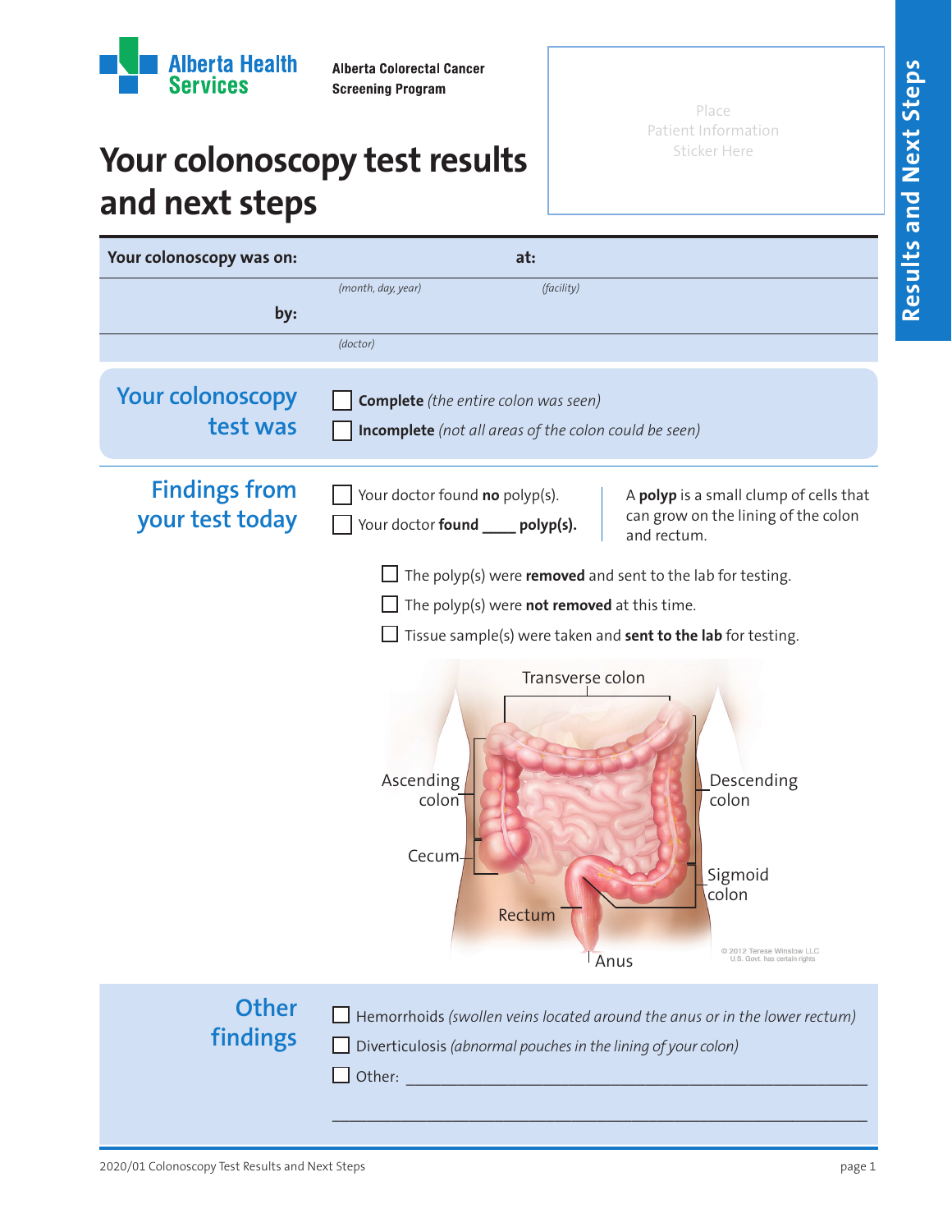Alberta Health Services

Alberta Colorectal Cancer Screening Program

# Your colonoscopy test results and next steps

Place Patient Information Sticker Here

Results and Next Steps

| | | |
|---|---|---|
| **Your colonoscopy was on:** | *(month, day, year)* | **at:** *(facility)* |
| **by:** | *(doctor)* | |

## Your colonoscopy test was

- ☐ **Complete** *(the entire colon was seen)*
- ☐ **Incomplete** *(not all areas of the colon could be seen)*

## Findings from your test today

- ☐ Your doctor found **no** polyp(s).
- ☐ Your doctor **found ____ polyp(s).**

A **polyp** is a small clump of cells that can grow on the lining of the colon and rectum.

- ☐ The polyp(s) were **removed** and sent to the lab for testing.
- ☐ The polyp(s) were **not removed** at this time.
- ☐ Tissue sample(s) were taken and **sent to the lab** for testing.

Transverse colon, Ascending colon, Descending colon, Cecum, Sigmoid colon, Rectum, Anus

© 2012 Terese Winslow LLC U.S. Govt. has certain rights

## Other findings

- ☐ Hemorrhoids *(swollen veins located around the anus or in the lower rectum)*
- ☐ Diverticulosis *(abnormal pouches in the lining of your colon)*
- ☐ Other: ________________________________________________

________________________________________________

2020/01 Colonoscopy Test Results and Next Steps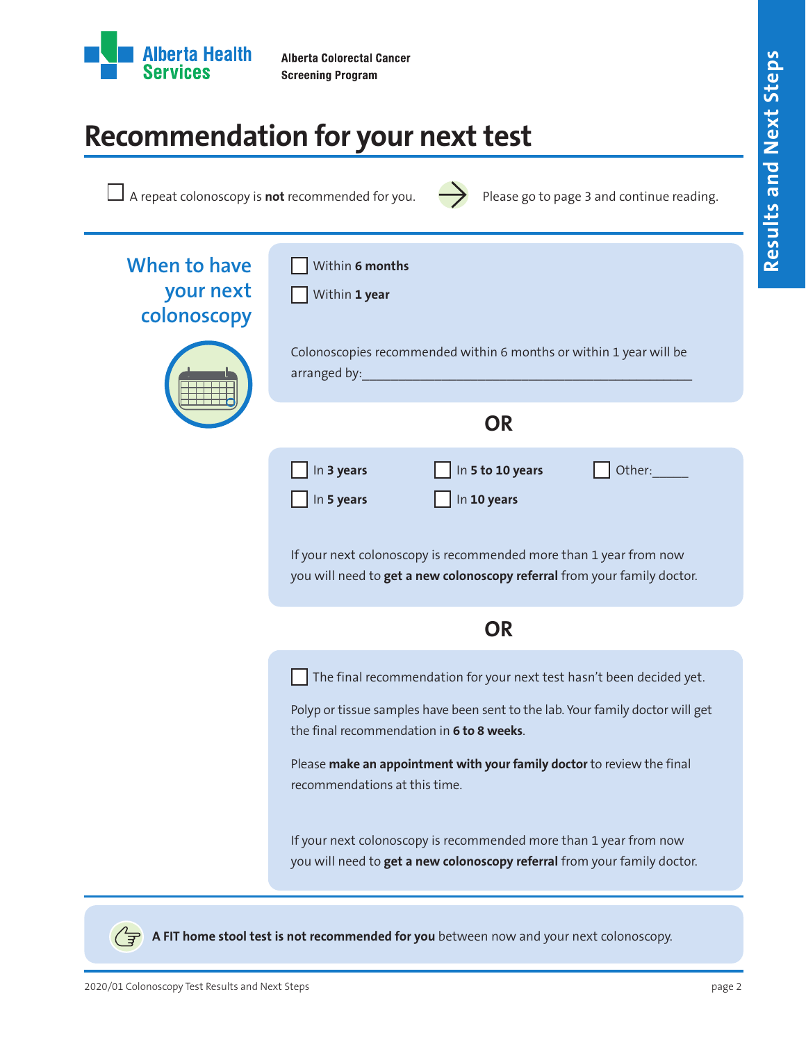Alberta Health Services

**Alberta Colorectal Cancer Screening Program**

# Recommendation for your next test

☐ A repeat colonoscopy is **not** recommended for you. → Please go to page 3 and continue reading.

## When to have your next colonoscopy

☐ Within **6 months**

☐ Within **1 year**

Colonoscopies recommended within 6 months or within 1 year will be arranged by:\_\_\_\_\_\_\_\_\_\_\_\_\_\_\_\_\_\_\_\_\_\_\_\_\_\_\_\_\_\_\_\_\_\_\_\_\_\_\_\_\_\_\_\_\_\_\_\_

**OR**

☐ In **3 years**

☐ In **5 years**

☐ In **5 to 10 years**

☐ In **10 years**

☐ Other:\_\_\_\_\_

If your next colonoscopy is recommended more than 1 year from now you will need to **get a new colonoscopy referral** from your family doctor.

**OR**

☐ The final recommendation for your next test hasn't been decided yet.

Polyp or tissue samples have been sent to the lab. Your family doctor will get the final recommendation in **6 to 8 weeks**.

Please **make an appointment with your family doctor** to review the final recommendations at this time.

If your next colonoscopy is recommended more than 1 year from now you will need to **get a new colonoscopy referral** from your family doctor.

**A FIT home stool test is not recommended for you** between now and your next colonoscopy.

2020/01 Colonoscopy Test Results and Next Steps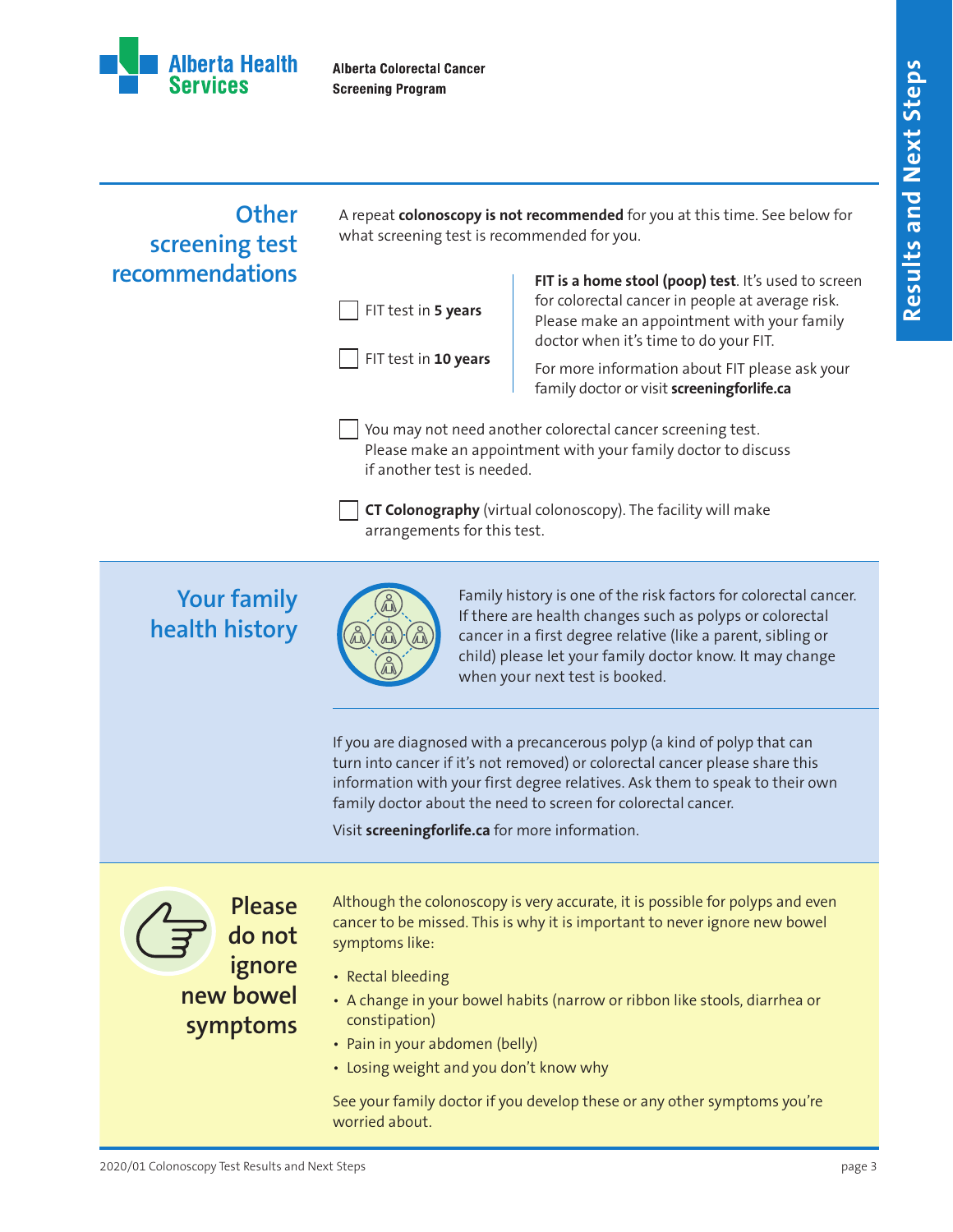## Other screening test recommendations

A repeat **colonoscopy is not recommended** for you at this time. See below for what screening test is recommended for you.

- ☐ FIT test in **5 years**
- ☐ FIT test in **10 years**

**FIT is a home stool (poop) test**. It's used to screen for colorectal cancer in people at average risk. Please make an appointment with your family doctor when it's time to do your FIT.

For more information about FIT please ask your family doctor or visit **screeningforlife.ca**

- ☐ You may not need another colorectal cancer screening test. Please make an appointment with your family doctor to discuss if another test is needed.
- ☐ **CT Colonography** (virtual colonoscopy). The facility will make arrangements for this test.

## Your family health history

Family history is one of the risk factors for colorectal cancer. If there are health changes such as polyps or colorectal cancer in a first degree relative (like a parent, sibling or child) please let your family doctor know. It may change when your next test is booked.

If you are diagnosed with a precancerous polyp (a kind of polyp that can turn into cancer if it's not removed) or colorectal cancer please share this information with your first degree relatives. Ask them to speak to their own family doctor about the need to screen for colorectal cancer.

Visit **screeningforlife.ca** for more information.

## Please do not ignore new bowel symptoms

Although the colonoscopy is very accurate, it is possible for polyps and even cancer to be missed. This is why it is important to never ignore new bowel symptoms like:

- Rectal bleeding
- A change in your bowel habits (narrow or ribbon like stools, diarrhea or constipation)
- Pain in your abdomen (belly)
- Losing weight and you don't know why

See your family doctor if you develop these or any other symptoms you're worried about.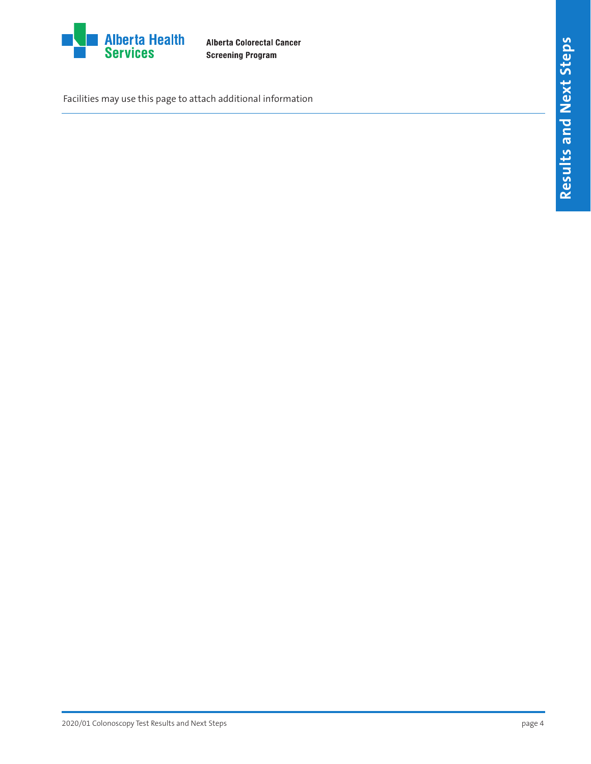Alberta Colorectal Cancer Screening Program

Facilities may use this page to attach additional information